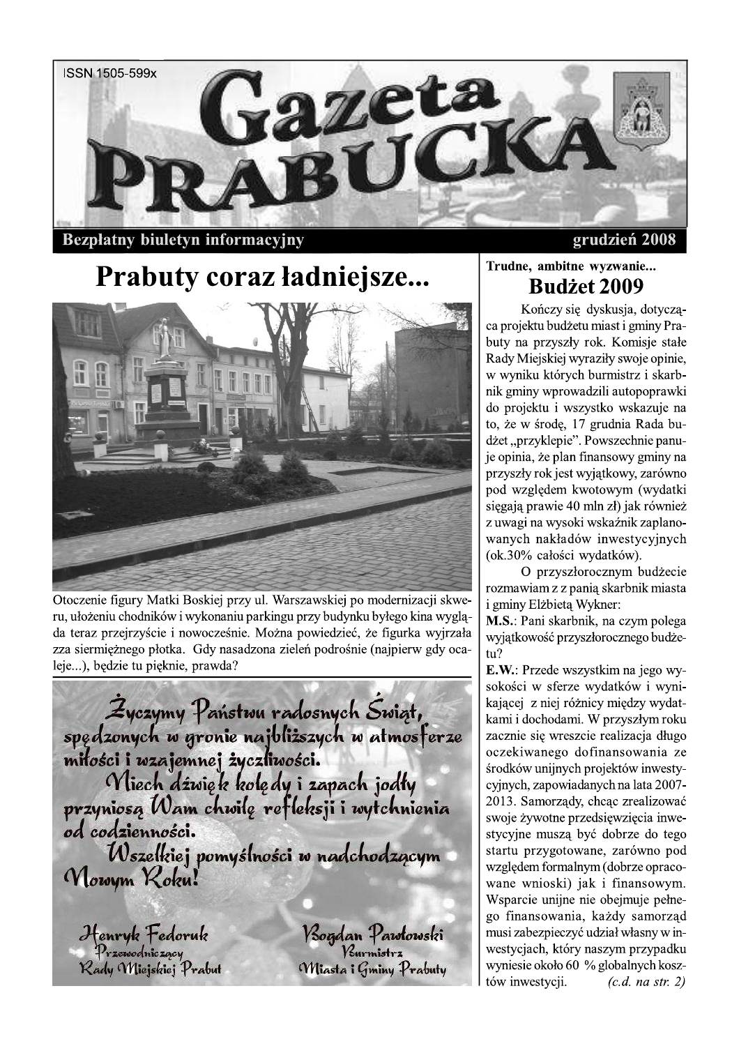ISSN 1505-599x

# Gazeta PRABUCKA

**Bezpłatny biuletyn informacyjny** **grudzień 2008**

## Prabuty coraz ładniejsze...

Otoczenie figury Matki Boskiej przy ul. Warszawskiej po modernizacji skweru, ułożeniu chodników i wykonaniu parkingu przy budynku byłego kina wygląda teraz przejrzyście i nowocześnie. Można powiedzieć, że figurka wyjrzała zza siermiężnego płotka. Gdy nasadzona zieleń podrośnie (najpierw gdy ocaleje...), będzie tu pięknie, prawda?

*Życzymy Państwu radosnych Świąt, spędzonych w gronie najbliższych w atmosferze miłości i wzajemnej życzliwości.*

*Niech dźwięk kolędy i zapach jodły przyniosą Wam chwilę refleksji i wytchnienia od codzienności.*

*Wszelkiej pomyślności w nadchodzącym Nowym Roku!*

*Henryk Fedoruk*
*Przewodniczący Rady Miejskiej Prabut*

*Bogdan Pawłowski*
*Burmistrz Miasta i Gminy Prabuty*

**Trudne, ambitne wyzwanie...**

## Budżet 2009

Kończy się dyskusja, dotycząca projektu budżetu miast i gminy Prabuty na przyszły rok. Komisje stałe Rady Miejskiej wyraziły swoje opinie, w wyniku których burmistrz i skarbnik gminy wprowadzili autopoprawki do projektu i wszystko wskazuje na to, że w środę, 17 grudnia Rada budżet „przyklepie". Powszechnie panuje opinia, że plan finansowy gminy na przyszły rok jest wyjątkowy, zarówno pod względem kwotowym (wydatki sięgają prawie 40 mln zł) jak również z uwagi na wysoki wskaźnik zaplanowanych nakładów inwestycyjnych (ok.30% całości wydatków).

O przyszłorocznym budżecie rozmawiam z z panią skarbnik miasta i gminy Elżbietą Wykner:

**M.S.**: Pani skarbnik, na czym polega wyjątkowość przyszłorocznego budżetu?

**E.W.**: Przede wszystkim na jego wysokości w sferze wydatków i wynikającej z niej różnicy między wydatkami i dochodami. W przyszłym roku zacznie się wreszcie realizacja długo oczekiwanego dofinansowania ze środków unijnych projektów inwestycyjnych, zapowiadanych na lata 2007-2013. Samorządy, chcąc zrealizować swoje żywotne przedsięwzięcia inwestycyjne muszą być dobrze do tego startu przygotowane, zarówno pod względem formalnym (dobrze opracowane wnioski) jak i finansowym. Wsparcie unijne nie obejmuje pełnego finansowania, każdy samorząd musi zabezpieczyć udział własny w inwestycjach, który naszym przypadku wyniesie około 60 % globalnych kosztów inwestycji. *(c.d. na str. 2)*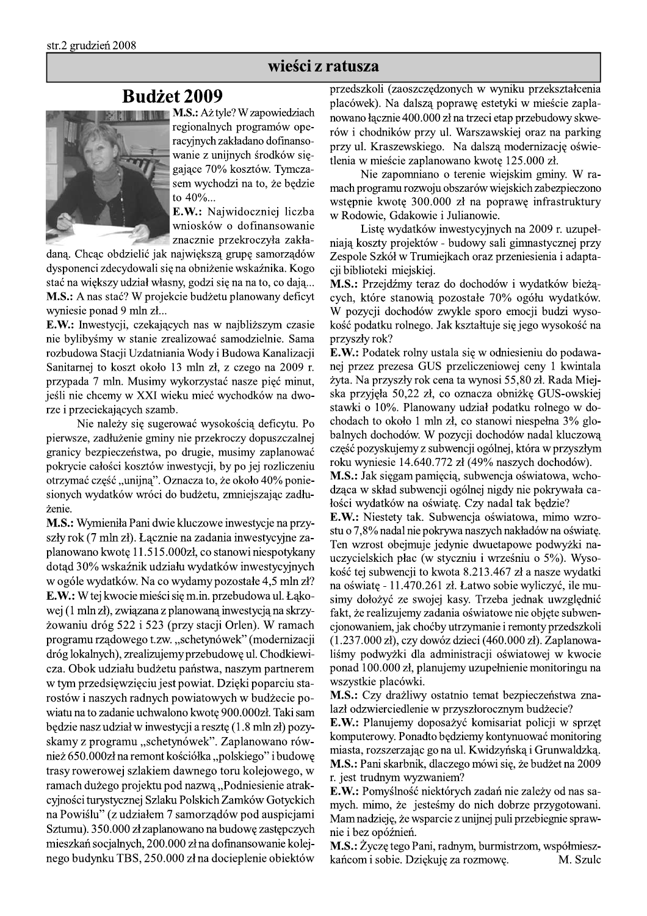## wieści z ratusza

# Budżet 2009

**M.S.:** Aż tyle? W zapowiedziach regionalnych programów operacyjnych zakładano dofinansowanie z unijnych środków sięgające 70% kosztów. Tymczasem wychodzi na to, że będzie to 40%...

**E.W.:** Najwidoczniej liczba wniosków o dofinansowanie znacznie przekroczyła zakładaną. Chcąc obdzielić jak największą grupę samorządów dysponenci zdecydowali się na obniżenie wskaźnika. Kogo stać na większy udział własny, godzi się na na to, co dają...

**M.S.:** A nas stać? W projekcie budżetu planowany deficyt wyniesie ponad 9 mln zł...

**E.W.:** Inwestycji, czekających nas w najbliższym czasie nie bylibyśmy w stanie zrealizować samodzielnie. Sama rozbudowa Stacji Uzdatniania Wody i Budowa Kanalizacji Sanitarnej to koszt około 13 mln zł, z czego na 2009 r. przypada 7 mln. Musimy wykorzystać nasze pięć minut, jeśli nie chcemy w XXI wieku mieć wychodków na dworze i przeciekających szamb.

Nie należy się sugerować wysokością deficytu. Po pierwsze, zadłużenie gminy nie przekroczy dopuszczalnej granicy bezpieczeństwa, po drugie, musimy zaplanować pokrycie całości kosztów inwestycji, by po jej rozliczeniu otrzymać część „unijną". Oznacza to, że około 40% poniesionych wydatków wróci do budżetu, zmniejszając zadłużenie.

**M.S.:** Wymieniła Pani dwie kluczowe inwestycje na przyszły rok (7 mln zł). Łącznie na zadania inwestycyjne zaplanowano kwotę 11.515.000zł, co stanowi niespotykany dotąd 30% wskaźnik udziału wydatków inwestycyjnych w ogóle wydatków. Na co wydamy pozostałe 4,5 mln zł?

**E.W.:** W tej kwocie mieści się m.in. przebudowa ul. Łąkowej (1 mln zł), związana z planowaną inwestycją na skrzyżowaniu dróg 522 i 523 (przy stacji Orlen). W ramach programu rządowego t.zw. „schetynówek" (modernizacji dróg lokalnych), zrealizujemy przebudowę ul. Chodkiewicza. Obok udziału budżetu państwa, naszym partnerem w tym przedsięwzięciu jest powiat. Dzięki poparciu starostów i naszych radnych powiatowych w budżecie powiatu na to zadanie uchwalono kwotę 900.000zł. Taki sam będzie nasz udział w inwestycji a resztę (1.8 mln zł) pozyskamy z programu „schetynówek". Zaplanowano również 650.000zł na remont kościółka „polskiego" i budowę trasy rowerowej szlakiem dawnego toru kolejowego, w ramach dużego projektu pod nazwą „Podniesienie atrakcyjności turystycznej Szlaku Polskich Zamków Gotyckich na Powiślu" (z udziałem 7 samorządów pod auspicjami Sztumu). 350.000 zł zaplanowano na budowę zastępczych mieszkań socjalnych, 200.000 zł na dofinansowanie kolejnego budynku TBS, 250.000 zł na docieplenie obiektów przedszkoli (zaoszczędzonych w wyniku przekształcenia placówek). Na dalszą poprawę estetyki w mieście zaplanowano łącznie 400.000 zł na trzeci etap przebudowy skwerów i chodników przy ul. Warszawskiej oraz na parking przy ul. Kraszewskiego. Na dalszą modernizację oświetlenia w mieście zaplanowano kwotę 125.000 zł.

Nie zapomniano o terenie wiejskim gminy. W ramach programu rozwoju obszarów wiejskich zabezpieczono wstępnie kwotę 300.000 zł na poprawę infrastruktury w Rodowie, Gdakowie i Julianowie.

Listę wydatków inwestycyjnych na 2009 r. uzupełniają koszty projektów - budowy sali gimnastycznej przy Zespole Szkół w Trumiejkach oraz przeniesienia i adaptacji biblioteki miejskiej.

**M.S.:** Przejdźmy teraz do dochodów i wydatków bieżących, które stanowią pozostałe 70% ogółu wydatków. W pozycji dochodów zwykle sporo emocji budzi wysokość podatku rolnego. Jak kształtuje się jego wysokość na przyszły rok?

**E.W.:** Podatek rolny ustala się w odniesieniu do podawanej przez prezesa GUS przeliczeniowej ceny 1 kwintala żyta. Na przyszły rok cena ta wynosi 55,80 zł. Rada Miejska przyjęła 50,22 zł, co oznacza obniżkę GUS-owskiej stawki o 10%. Planowany udział podatku rolnego w dochodach to około 1 mln zł, co stanowi niespełna 3% globalnych dochodów. W pozycji dochodów nadal kluczową część pozyskujemy z subwencji ogólnej, która w przyszłym roku wyniesie 14.640.772 zł (49% naszych dochodów).

**M.S.:** Jak sięgam pamięcią, subwencja oświatowa, wchodząca w skład subwencji ogólnej nigdy nie pokrywała całości wydatków na oświatę. Czy nadal tak będzie?

**E.W.:** Niestety tak. Subwencja oświatowa, mimo wzrostu o 7,8% nadal nie pokrywa naszych nakładów na oświatę. Ten wzrost obejmuje jedynie dwuetapowe podwyżki nauczycielskich płac (w styczniu i wrześniu o 5%). Wysokość tej subwencji to kwota 8.213.467 zł a nasze wydatki na oświatę - 11.470.261 zł. Łatwo sobie wyliczyć, ile musimy dołożyć ze swojej kasy. Trzeba jednak uwzględnić fakt, że realizujemy zadania oświatowe nie objęte subwencjonowaniem, jak choćby utrzymanie i remonty przedszkoli (1.237.000 zł), czy dowóz dzieci (460.000 zł). Zaplanowaliśmy podwyżki dla administracji oświatowej w kwocie ponad 100.000 zł, planujemy uzupełnienie monitoringu na wszystkie placówki.

**M.S.:** Czy drażliwy ostatnio temat bezpieczeństwa znalazł odzwierciedlenie w przyszłorocznym budżecie?

**E.W.:** Planujemy doposażyć komisariat policji w sprzęt komputerowy. Ponadto będziemy kontynuować monitoring miasta, rozszerzając go na ul. Kwidzyńską i Grunwaldzką.

**M.S.:** Pani skarbnik, dlaczego mówi się, że budżet na 2009 r. jest trudnym wyzwaniem?

**E.W.:** Pomyślność niektórych zadań nie zależy od nas samych. mimo, że jesteśmy do nich dobrze przygotowani. Mam nadzieję, że wsparcie z unijnej puli przebiegnie sprawnie i bez opóźnień.

**M.S.:** Życzę tego Pani, radnym, burmistrzom, współmieszkańcom i sobie. Dziękuję za rozmowę.

M. Szulc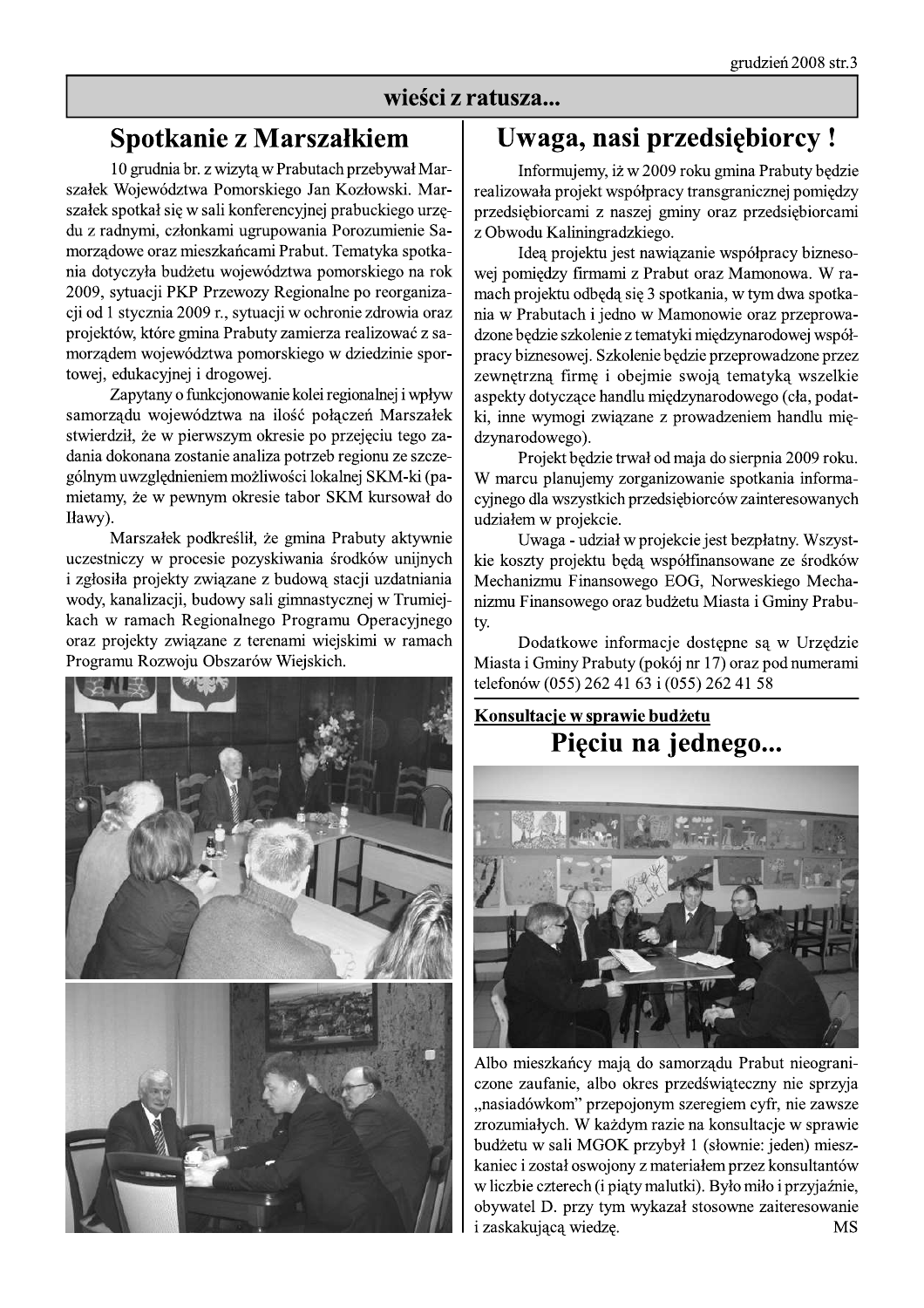## wieści z ratusza...

# Spotkanie z Marszałkiem

10 grudnia br. z wizytą w Prabutach przebywał Marszałek Województwa Pomorskiego Jan Kozłowski. Marszałek spotkał się w sali konferencyjnej prabuckiego urzędu z radnymi, członkami ugrupowania Porozumienie Samorządowe oraz mieszkańcami Prabut. Tematyka spotkania dotyczyła budżetu województwa pomorskiego na rok 2009, sytuacji PKP Przewozy Regionalne po reorganizacji od 1 stycznia 2009 r., sytuacji w ochronie zdrowia oraz projektów, które gmina Prabuty zamierza realizować z samorządem województwa pomorskiego w dziedzinie sportowej, edukacyjnej i drogowej.

Zapytany o funkcjonowanie kolei regionalnej i wpływ samorządu województwa na ilość połączeń Marszałek stwierdził, że w pierwszym okresie po przejęciu tego zadania dokonana zostanie analiza potrzeb regionu ze szczególnym uwzględnieniem możliwości lokalnej SKM-ki (pamietamy, że w pewnym okresie tabor SKM kursował do Iławy).

Marszałek podkreślił, że gmina Prabuty aktywnie uczestniczy w procesie pozyskiwania środków unijnych i zgłosiła projekty związane z budową stacji uzdatniania wody, kanalizacji, budowy sali gimnastycznej w Trumiejkach w ramach Regionalnego Programu Operacyjnego oraz projekty związane z terenami wiejskimi w ramach Programu Rozwoju Obszarów Wiejskich.

# Uwaga, nasi przedsiębiorcy !

Informujemy, iż w 2009 roku gmina Prabuty będzie realizowała projekt współpracy transgranicznej pomiędzy przedsiębiorcami z naszej gminy oraz przedsiębiorcami z Obwodu Kaliningradzkiego.

Ideą projektu jest nawiązanie współpracy biznesowej pomiędzy firmami z Prabut oraz Mamonowa. W ramach projektu odbędą się 3 spotkania, w tym dwa spotkania w Prabutach i jedno w Mamonowie oraz przeprowadzone będzie szkolenie z tematyki międzynarodowej współpracy biznesowej. Szkolenie będzie przeprowadzone przez zewnętrzną firmę i obejmie swoją tematyką wszelkie aspekty dotyczące handlu międzynarodowego (cła, podatki, inne wymogi związane z prowadzeniem handlu międzynarodowego).

Projekt będzie trwał od maja do sierpnia 2009 roku. W marcu planujemy zorganizowanie spotkania informacyjnego dla wszystkich przedsiębiorców zainteresowanych udziałem w projekcie.

Uwaga - udział w projekcie jest bezpłatny. Wszystkie koszty projektu będą współfinansowane ze środków Mechanizmu Finansowego EOG, Norweskiego Mechanizmu Finansowego oraz budżetu Miasta i Gminy Prabuty.

Dodatkowe informacje dostępne są w Urzędzie Miasta i Gminy Prabuty (pokój nr 17) oraz pod numerami telefonów (055) 262 41 63 i (055) 262 41 58

**Konsultacje w sprawie budżetu**

# Pięciu na jednego...

Albo mieszkańcy mają do samorządu Prabut nieograniczone zaufanie, albo okres przedświąteczny nie sprzyja „nasiadówkom" przepojonym szeregiem cyfr, nie zawsze zrozumiałych. W każdym razie na konsultacje w sprawie budżetu w sali MGOK przybył 1 (słownie: jeden) mieszkaniec i został oswojony z materiałem przez konsultantów w liczbie czterech (i piąty malutki). Było miło i przyjaźnie, obywatel D. przy tym wykazał stosowne zaiteresowanie i zaskakującą wiedzę.

MS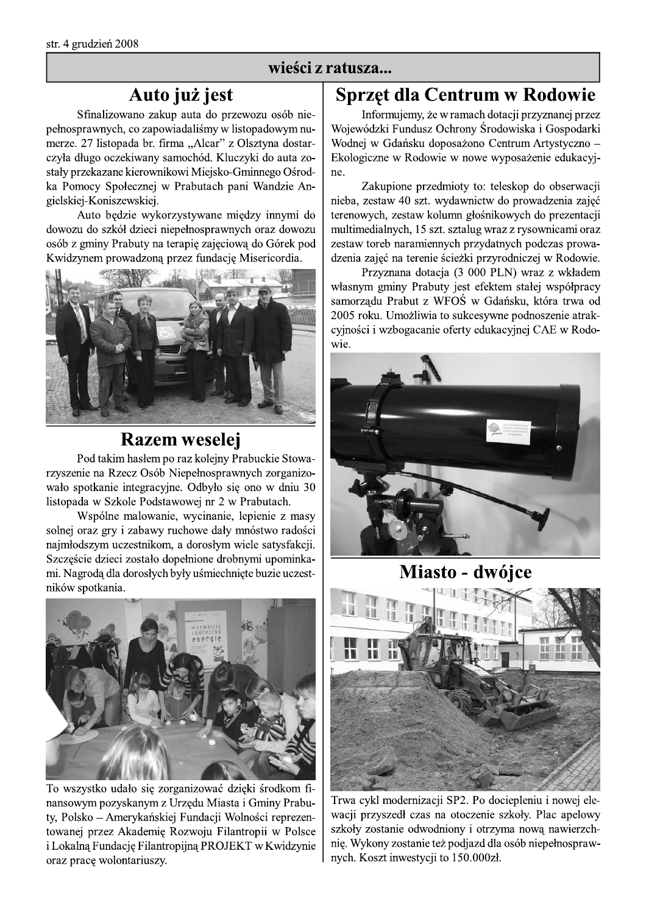## wieści z ratusza...

## Auto już jest

Sfinalizowano zakup auta do przewozu osób niepełnosprawnych, co zapowiadaliśmy w listopadowym numerze. 27 listopada br. firma „Alcar" z Olsztyna dostarczyła długo oczekiwany samochód. Kluczyki do auta zostały przekazane kierownikowi Miejsko-Gminnego Ośrodka Pomocy Społecznej w Prabutach pani Wandzie Angielskiej-Koniszewskiej.

Auto będzie wykorzystywane między innymi do dowozu do szkół dzieci niepełnosprawnych oraz dowozu osób z gminy Prabuty na terapię zajęciową do Górek pod Kwidzynem prowadzoną przez fundację Misericordia.

## Razem weselej

Pod takim hasłem po raz kolejny Prabuckie Stowarzyszenie na Rzecz Osób Niepełnosprawnych zorganizowało spotkanie integracyjne. Odbyło się ono w dniu 30 listopada w Szkole Podstawowej nr 2 w Prabutach.

Wspólne malowanie, wycinanie, lepienie z masy solnej oraz gry i zabawy ruchowe dały mnóstwo radości najmłodszym uczestnikom, a dorosłym wiele satysfakcji. Szczęście dzieci zostało dopełnione drobnymi upominkami. Nagrodą dla dorosłych były uśmiechnięte buzie uczestników spotkania.

To wszystko udało się zorganizować dzięki środkom finansowym pozyskanym z Urzędu Miasta i Gminy Prabuty, Polsko – Amerykańskiej Fundacji Wolności reprezentowanej przez Akademię Rozwoju Filantropii w Polsce i Lokalną Fundację Filantropijną PROJEKT w Kwidzynie oraz pracę wolontariuszy.

## Sprzęt dla Centrum w Rodowie

Informujemy, że w ramach dotacji przyznanej przez Wojewódzki Fundusz Ochrony Środowiska i Gospodarki Wodnej w Gdańsku doposażono Centrum Artystyczno – Ekologiczne w Rodowie w nowe wyposażenie edukacyjne.

Zakupione przedmioty to: teleskop do obserwacji nieba, zestaw 40 szt. wydawnictw do prowadzenia zajęć terenowych, zestaw kolumn głośnikowych do prezentacji multimedialnych, 15 szt. sztalug wraz z rysownicami oraz zestaw toreb naramiennych przydatnych podczas prowadzenia zajęć na terenie ścieżki przyrodniczej w Rodowie.

Przyznana dotacja (3 000 PLN) wraz z wkładem własnym gminy Prabuty jest efektem stałej współpracy samorządu Prabut z WFOŚ w Gdańsku, która trwa od 2005 roku. Umożliwia to sukcesywne podnoszenie atrakcyjności i wzbogacanie oferty edukacyjnej CAE w Rodowie.

## Miasto - dwójce

Trwa cykl modernizacji SP2. Po dociepleniu i nowej elewacji przyszedł czas na otoczenie szkoły. Plac apelowy szkoły zostanie odwodniony i otrzyma nową nawierzchnię. Wykony zostanie też podjazd dla osób niepełnosprawnych. Koszt inwestycji to 150.000zł.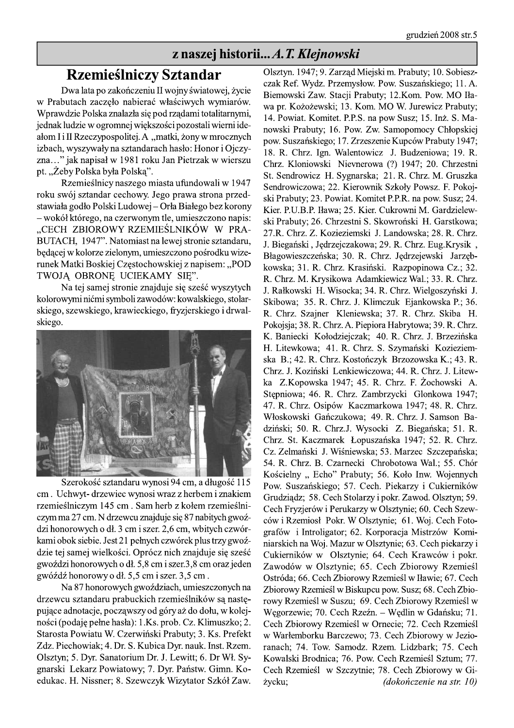## z naszej historii... *A.T. Klejnowski*

# Rzemieślniczy Sztandar

Dwa lata po zakończeniu II wojny światowej, życie w Prabutach zaczęło nabierać właściwych wymiarów. Wprawdzie Polska znalazła się pod rządami totalitarnymi, jednak ludzie w ogromnej większości pozostali wierni ideałom I i II Rzeczypospolitej. A „matki, żony w mrocznych izbach, wyszywały na sztandarach hasło: Honor i Ojczyzna..." jak napisał w 1981 roku Jan Pietrzak w wierszu pt. „Żeby Polska była Polską".

Rzemieślnicy naszego miasta ufundowali w 1947 roku swój sztandar cechowy. Jego prawa strona przedstawiała godło Polski Ludowej – Orła Białego bez korony – wokół którego, na czerwonym tle, umieszczono napis: „CECH ZBIOROWY RZEMIEŚLNIKÓW W PRABUTACH, 1947". Natomiast na lewej stronie sztandaru, będącej w kolorze zielonym, umieszczono pośrodku wizerunek Matki Boskiej Częstochowskiej z napisem: „POD TWOJĄ OBRONĘ UCIEKAMY SIĘ".

Na tej samej stronie znajduje się sześć wyszytych kolorowymi nićmi symboli zawodów: kowalskiego, stolarskiego, szewskiego, krawieckiego, fryzjerskiego i drwalskiego.

Szerokość sztandaru wynosi 94 cm, a długość 115 cm . Uchwyt- drzewiec wynosi wraz z herbem i znakiem rzemieślniczym 145 cm . Sam herb z kołem rzemieślniczym ma 27 cm. N drzewcu znajduje się 87 nabitych gwoździ honorowych o dł. 3 cm i szer. 2,6 cm, wbitych czwórkami obok siebie. Jest 21 pełnych czwórek plus trzy gwoździe tej samej wielkości. Oprócz nich znajduje się sześć gwoździ honorowych o dł. 5,8 cm i szer.3,8 cm oraz jeden gwóźdź honorowy o dł. 5,5 cm i szer. 3,5 cm .

Na 87 honorowych gwoździach, umieszczonych na drzewcu sztandaru prabuckich rzemieślników są następujące adnotacje, począwszy od góry aż do dołu, w kolejności (podaję pełne hasła): 1.Ks. prob. Cz. Klimuszko; 2. Starosta Powiatu W. Czerwiński Prabuty; 3. Ks. Prefekt Zdz. Piechowiak; 4. Dr. S. Kubica Dyr. nauk. Inst. Rzem. Olsztyn; 5. Dyr. Sanatorium Dr. J. Lewitt; 6. Dr Wł. Sygnarski Lekarz Powiatowy; 7. Dyr. Państw. Gimn. Koedukac. H. Nissner; 8. Szewczyk Wizytator Szkół Zaw. Olsztyn. 1947; 9. Zarząd Miejski m. Prabuty; 10. Sobieszczak Ref. Wydz. Przemysłow. Pow. Suszańskiego; 11. A. Biemowski Zaw. Stacji Prabuty; 12.Kom. Pow. MO Iława pr. Kożożewski; 13. Kom. MO W. Jurewicz Prabuty; 14. Powiat. Komitet. P.P.S. na pow Susz; 15. Inż. S. Manowski Prabuty; 16. Pow. Zw. Samopomocy Chłopskiej pow. Suszańskiego; 17. Zrzeszenie Kupców Prabuty 1947; 18. R. Chrz. Ign. Walentowicz J. Budzeniowa; 19. R. Chrz. Kloniowski Nievnerowa (?) 1947; 20. Chrzestni St. Sendrowicz H. Sygnarska; 21. R. Chrz. M. Gruszka Sendrowiczowa; 22. Kierownik Szkoły Powsz. F. Pokojski Prabuty; 23. Powiat. Komitet P.P.R. na pow. Susz; 24. Kier. P.U.B.P. Iława; 25. Kier. Cukrowni M. Gardzielewski Prabuty; 26. Chrzestni S. Skowroński H. Garstkowa; 27.R. Chrz. Z. Kozieziemski J. Landowska; 28. R. Chrz. J. Biegański , Jędrzejczakowa; 29. R. Chrz. Eug.Krysik , Błagowieszczeńska; 30. R. Chrz. Jędrzejewski Jarzębkowska; 31. R. Chrz. Krasiński. Razpopinowa Cz.; 32. R. Chrz. M. Krysikowa Adamkiewicz Wal.; 33. R. Chrz. J. Rałkowski H. Wisocka; 34. R. Chrz. Wielgoszyński J. Skibowa; 35. R. Chrz. J. Klimczuk Ejankowska P.; 36. R. Chrz. Szajner Kleniewska; 37. R. Chrz. Skiba H. Pokojsja; 38. R. Chrz. A. Piepiora Habrytowa; 39. R. Chrz. K. Baniecki Kołodziejczak; 40. R. Chrz. J. Brzezińska H. Litewkowa; 41. R. Chrz. S. Szymański Kozieziemska B.; 42. R. Chrz. Kostończyk Brzozowska K.; 43. R. Chrz. J. Koziński Lenkiewiczowa; 44. R. Chrz. J. Litewka Z.Kopowska 1947; 45. R. Chrz. F. Żochowski A. Stępniowa; 46. R. Chrz. Zambrzycki Glonkowa 1947; 47. R. Chrz. Osipów Kaczmarkowa 1947; 48. R. Chrz. Włoskowski Gańczukowa; 49. R. Chrz. J. Samson Badziński; 50. R. Chrz.J. Wysocki Z. Biegańska; 51. R. Chrz. St. Kaczmarek Łopuszańska 1947; 52. R. Chrz. Cz. Zelmański J. Wiśniewska; 53. Marzec Szczepańska; 54. R. Chrz. B. Czarnecki Chrobotowa Wal.; 55. Chór Kościelny „ Echo" Prabuty; 56. Koło Inw. Wojennych Pow. Suszańskiego; 57. Cech. Piekarzy i Cukierników Grudziądz; 58. Cech Stolarzy i pokr. Zawod. Olsztyn; 59. Cech Fryzjerów i Perukarzy w Olsztynie; 60. Cech Szewców i Rzemiosł Pokr. W Olsztynie; 61. Woj. Cech Fotografów i Introligator; 62. Korporacja Mistrzów Kominiarskich na Woj. Mazur w Olsztynie; 63. Cech piekarzy i Cukierników w Olsztynie; 64. Cech Krawców i pokr. Zawodów w Olsztynie; 65. Cech Zbiorowy Rzemieśl Ostróda; 66. Cech Zbiorowy Rzemieśl w Iławie; 67. Cech Zbiorowy Rzemieśl w Biskupcu pow. Susz; 68. Cech Zbiorowy Rzemieśl w Suszu; 69. Cech Zbiorowy Rzemieśl w Węgorzewie; 70. Cech Rzeźn. – Wędlin w Gdańsku; 71. Cech Zbiorowy Rzemieśl w Ornecie; 72. Cech Rzemieśl w Warlemborku Barczewo; 73. Cech Zbiorowy w Jezioranach; 74. Tow. Samodz. Rzem. Lidzbark; 75. Cech Kowalski Brodnica; 76. Pow. Cech Rzemieśl Sztum; 77. Cech Rzemieśl w Szczytnie; 78. Cech Zbiorowy w Giżycku; *(dokończenie na str. 10)*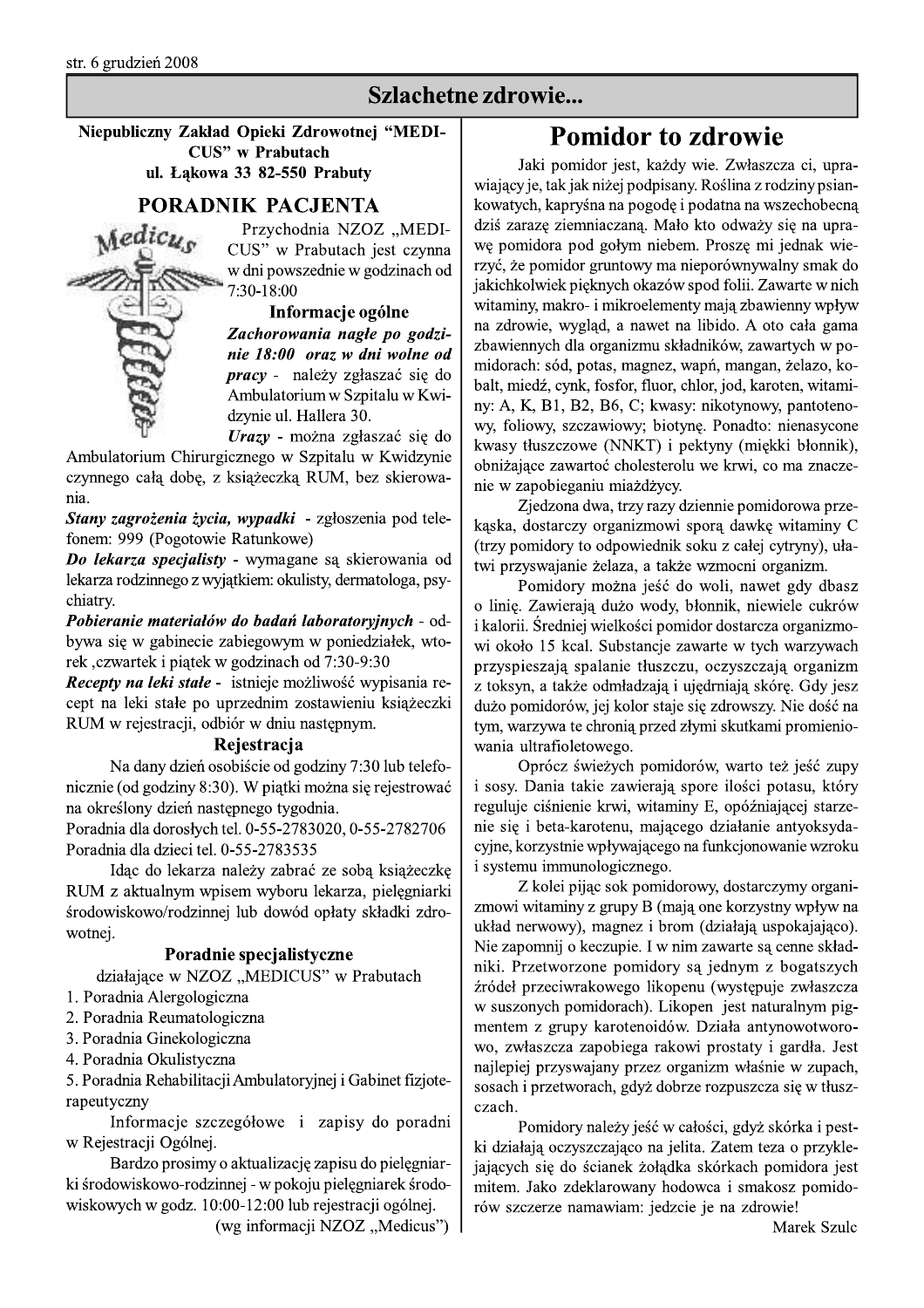# Szlachetne zdrowie...

**Niepubliczny Zakład Opieki Zdrowotnej "MEDICUS" w Prabutach**
**ul. Łąkowa 33 82-550 Prabuty**

## PORADNIK PACJENTA

Przychodnia NZOZ „MEDICUS" w Prabutach jest czynna w dni powszednie w godzinach od 7:30-18:00

### Informacje ogólne

***Zachorowania nagłe po godzinie 18:00 oraz w dni wolne od pracy*** - należy zgłaszać się do Ambulatorium w Szpitalu w Kwidzynie ul. Hallera 30.

***Urazy*** - można zgłaszać się do Ambulatorium Chirurgicznego w Szpitalu w Kwidzynie czynnego całą dobę, z książeczką RUM, bez skierowania.

***Stany zagrożenia życia, wypadki*** - zgłoszenia pod telefonem: 999 (Pogotowie Ratunkowe)

***Do lekarza specjalisty*** - wymagane są skierowania od lekarza rodzinnego z wyjątkiem: okulisty, dermatologa, psychiatry.

***Pobieranie materiałów do badań laboratoryjnych*** - odbywa się w gabinecie zabiegowym w poniedziałek, wtorek ,czwartek i piątek w godzinach od 7:30-9:30

***Recepty na leki stałe*** - istnieje możliwość wypisania recept na leki stałe po uprzednim zostawieniu książeczki RUM w rejestracji, odbiór w dniu następnym.

### Rejestracja

Na dany dzień osobiście od godziny 7:30 lub telefonicznie (od godziny 8:30). W piątki można się rejestrować na określony dzień następnego tygodnia.

Poradnia dla dorosłych tel. 0-55-2783020, 0-55-2782706
Poradnia dla dzieci tel. 0-55-2783535

Idąc do lekarza należy zabrać ze sobą książeczkę RUM z aktualnym wpisem wyboru lekarza, pielęgniarki środowiskowo/rodzinnej lub dowód opłaty składki zdrowotnej.

### Poradnie specjalistyczne

działające w NZOZ „MEDICUS" w Prabutach

1. Poradnia Alergologiczna
2. Poradnia Reumatologiczna
3. Poradnia Ginekologiczna
4. Poradnia Okulistyczna
5. Poradnia Rehabilitacji Ambulatoryjnej i Gabinet fizjoterapeutyczny

Informacje szczegółowe i zapisy do poradni w Rejestracji Ogólnej.

Bardzo prosimy o aktualizację zapisu do pielęgniarki środowiskowo-rodzinnej - w pokoju pielęgniarek środowiskowych w godz. 10:00-12:00 lub rejestracji ogólnej.

(wg informacji NZOZ „Medicus")

## Pomidor to zdrowie

Jaki pomidor jest, każdy wie. Zwłaszcza ci, uprawiający je, tak jak niżej podpisany. Roślina z rodziny psiankowatych, kapryśna na pogodę i podatna na wszechobecną dziś zarazę ziemniaczaną. Mało kto odważy się na uprawę pomidora pod gołym niebem. Proszę mi jednak wierzyć, że pomidor gruntowy ma nieporównywalny smak do jakichkolwiek pięknych okazów spod folii. Zawarte w nich witaminy, makro- i mikroelementy mają zbawienny wpływ na zdrowie, wygląd, a nawet na libido. A oto cała gama zbawiennych dla organizmu składników, zawartych w pomidorach: sód, potas, magnez, wapń, mangan, żelazo, kobalt, miedź, cynk, fosfor, fluor, chlor, jod, karoten, witaminy: A, K, B1, B2, B6, C; kwasy: nikotynowy, pantotenowy, foliowy, szczawiowy; biotynę. Ponadto: nienasycone kwasy tłuszczowe (NNKT) i pektyny (miękki błonnik), obniżające zawartoć cholesterolu we krwi, co ma znaczenie w zapobieganiu miażdżycy.

Zjedzona dwa, trzy razy dziennie pomidorowa przekąska, dostarczy organizmowi sporą dawkę witaminy C (trzy pomidory to odpowiednik soku z całej cytryny), ułatwi przyswajanie żelaza, a także wzmocni organizm.

Pomidory można jeść do woli, nawet gdy dbasz o linię. Zawierają dużo wody, błonnik, niewiele cukrów i kalorii. Średniej wielkości pomidor dostarcza organizmowi około 15 kcal. Substancje zawarte w tych warzywach przyspieszają spalanie tłuszczu, oczyszczają organizm z toksyn, a także odmładzają i ujędrniają skórę. Gdy jesz dużo pomidorów, jej kolor staje się zdrowszy. Nie dość na tym, warzywa te chronią przed złymi skutkami promieniowania ultrafioletowego.

Oprócz świeżych pomidorów, warto też jeść zupy i sosy. Dania takie zawierają spore ilości potasu, który reguluje ciśnienie krwi, witaminy E, opóźniającej starzenie się i beta-karotenu, mającego działanie antyoksydacyjne, korzystnie wpływającego na funkcjonowanie wzroku i systemu immunologicznego.

Z kolei pijąc sok pomidorowy, dostarczymy organizmowi witaminy z grupy B (mają one korzystny wpływ na układ nerwowy), magnez i brom (działają uspokajająco). Nie zapomnij o keczupie. I w nim zawarte są cenne składniki. Przetworzone pomidory są jednym z bogatszych źródeł przeciwrakowego likopenu (występuje zwłaszcza w suszonych pomidorach). Likopen jest naturalnym pigmentem z grupy karotenoidów. Działa antynowotworowo, zwłaszcza zapobiega rakowi prostaty i gardła. Jest najlepiej przyswajany przez organizm właśnie w zupach, sosach i przetworach, gdyż dobrze rozpuszcza się w tłuszczach.

Pomidory należy jeść w całości, gdyż skórka i pestki działają oczyszczająco na jelita. Zatem teza o przyklejających się do ścianek żołądka skórkach pomidora jest mitem. Jako zdeklarowany hodowca i smakosz pomidorów szczerze namawiam: jedzcie je na zdrowie!

Marek Szulc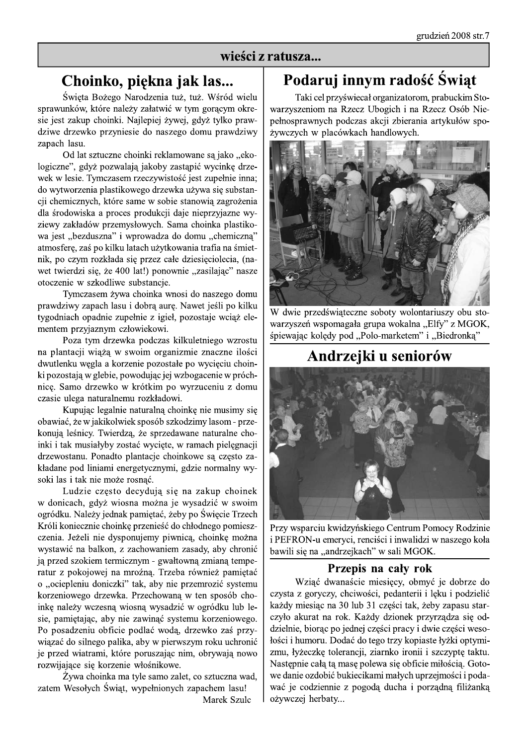## wieści z ratusza...

# Choinko, piękna jak las...

Święta Bożego Narodzenia tuż, tuż. Wśród wielu sprawunków, które należy załatwić w tym gorącym okresie jest zakup choinki. Najlepiej żywej, gdyż tylko prawdziwe drzewko przyniesie do naszego domu prawdziwy zapach lasu.

Od lat sztuczne choinki reklamowane są jako „ekologiczne", gdyż pozwalają jakoby zastąpić wycinkę drzewek w lesie. Tymczasem rzeczywistość jest zupełnie inna; do wytworzenia plastikowego drzewka używa się substancji chemicznych, które same w sobie stanowią zagrożenia dla środowiska a proces produkcji daje nieprzyjazne wyziewy zakładów przemysłowych. Sama choinka plastikowa jest „bezduszna" i wprowadza do domu „chemiczną" atmosferę, zaś po kilku latach użytkowania trafia na śmietnik, po czym rozkłada się przez całe dziesięciolecia, (nawet twierdzi się, że 400 lat!) ponownie „zasilając" nasze otoczenie w szkodliwe substancje.

Tymczasem żywa choinka wnosi do naszego domu prawdziwy zapach lasu i dobrą aurę. Nawet jeśli po kilku tygodniach opadnie zupełnie z igieł, pozostaje wciąż elementem przyjaznym człowiekowi.

Poza tym drzewka podczas kilkuletniego wzrostu na plantacji wiążą w swoim organizmie znaczne ilości dwutlenku węgla a korzenie pozostałe po wycięciu choinki pozostają w glebie, powodując jej wzbogacenie w próchnicę. Samo drzewko w krótkim po wyrzuceniu z domu czasie ulega naturalnemu rozkładowi.

Kupując legalnie naturalną choinkę nie musimy się obawiać, że w jakikolwiek sposób szkodzimy lasom - przekonują leśnicy. Twierdzą, że sprzedawane naturalne choinki i tak musiałyby zostać wycięte, w ramach pielęgnacji drzewostanu. Ponadto plantacje choinkowe są często zakładane pod liniami energetycznymi, gdzie normalny wysoki las i tak nie może rosnąć.

Ludzie często decydują się na zakup choinek w donicach, gdyż wiosna można je wysadzić w swoim ogródku. Należy jednak pamiętać, żeby po Święcie Trzech Króli koniecznie choinkę przenieść do chłodnego pomieszczenia. Jeżeli nie dysponujemy piwnicą, choinkę można wystawić na balkon, z zachowaniem zasady, aby chronić ją przed szokiem termicznym - gwałtowną zmianą temperatur z pokojowej na mroźną. Trzeba również pamiętać o „ociepleniu doniczki" tak, aby nie przemrozić systemu korzeniowego drzewka. Przechowaną w ten sposób choinkę należy wczesną wiosną wysadzić w ogródku lub lesie, pamiętając, aby nie zawinąć systemu korzeniowego. Po posadzeniu obficie podlać wodą, drzewko zaś przywiązać do silnego palika, aby w pierwszym roku uchronić je przed wiatrami, które poruszając nim, obrywają nowo rozwijające się korzenie włośnikowe.

Żywa choinka ma tyle samo zalet, co sztuczna wad, zatem Wesołych Świąt, wypełnionych zapachem lasu!

Marek Szulc

# Podaruj innym radość Świąt

Taki cel przyświecał organizatorom, prabuckim Stowarzyszeniom na Rzecz Ubogich i na Rzecz Osób Niepełnosprawnych podczas akcji zbierania artykułów spożywczych w placówkach handlowych.

W dwie przedświąteczne soboty wolontariuszy obu stowarzyszeń wspomagała grupa wokalna „Elfy" z MGOK, śpiewając kolędy pod „Polo-marketem" i „Biedronką"

# Andrzejki u seniorów

Przy wsparciu kwidzyńskiego Centrum Pomocy Rodzinie i PEFRON-u emeryci, renciści i inwalidzi w naszego koła bawili się na „andrzejkach" w sali MGOK.

### Przepis na cały rok

Wziąć dwanaście miesięcy, obmyć je dobrze do czysta z goryczy, chciwości, pedanterii i lęku i podzielić każdy miesiąc na 30 lub 31 części tak, żeby zapasu starczyło akurat na rok. Każdy dzionek przyrządza się oddzielnie, biorąc po jednej części pracy i dwie części wesołości i humoru. Dodać do tego trzy kopiaste łyżki optymizmu, łyżeczkę tolerancji, ziarnko ironii i szczyptę taktu. Następnie całą tą masę polewa się obficie miłością. Gotowe danie ozdobić bukiecikami małych uprzejmości i podawać je codziennie z pogodą ducha i porządną filiżanką ożywczej herbaty...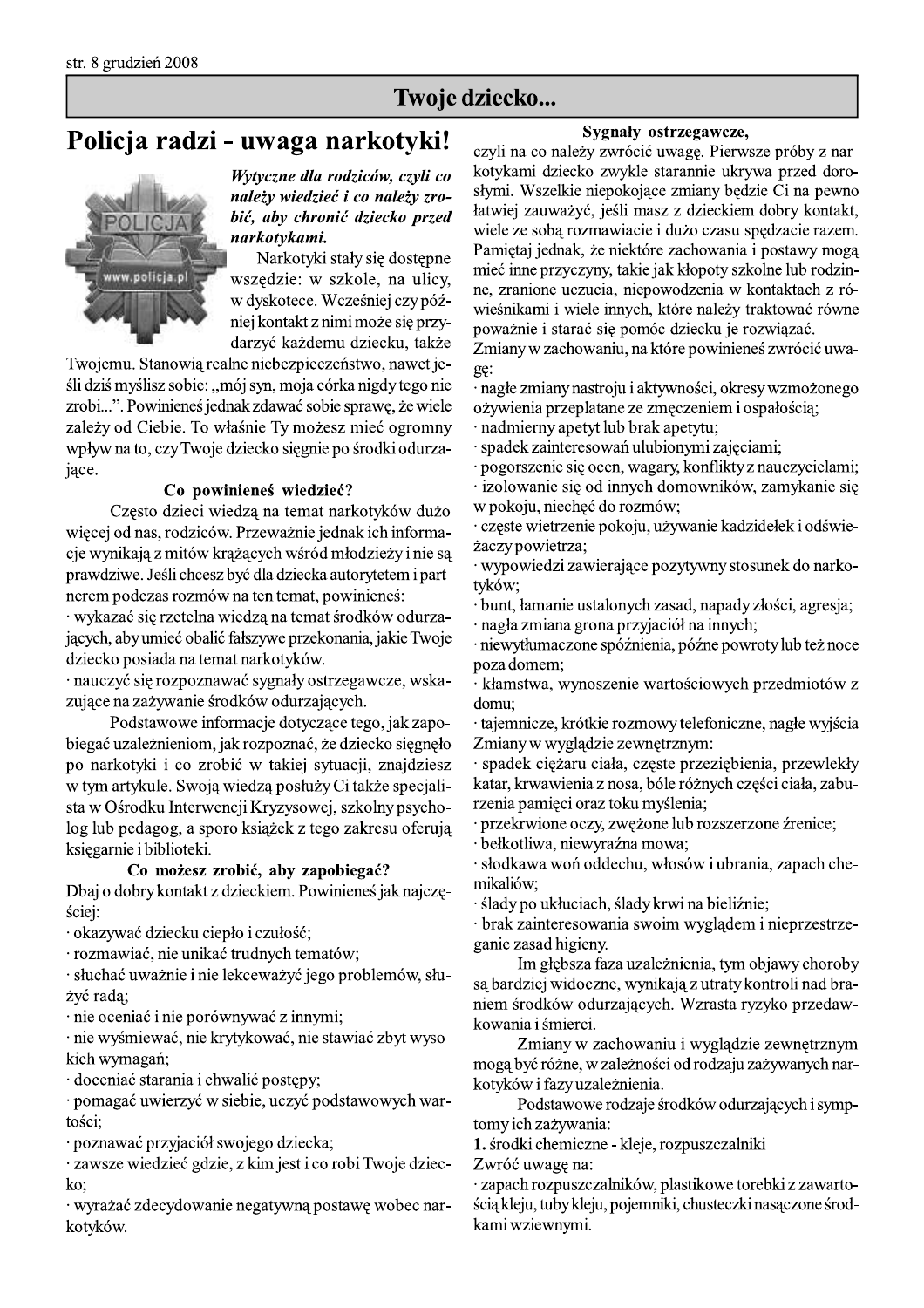## Twoje dziecko...

# Policja radzi - uwaga narkotyki!

***Wytyczne dla rodziców, czyli co należy wiedzieć i co należy zrobić, aby chronić dziecko przed narkotykami.***

Narkotyki stały się dostępne wszędzie: w szkole, na ulicy, w dyskotece. Wcześniej czy później kontakt z nimi może się przydarzyć każdemu dziecku, także Twojemu. Stanowią realne niebezpieczeństwo, nawet jeśli dziś myślisz sobie: „mój syn, moja córka nigdy tego nie zrobi...". Powinieneś jednak zdawać sobie sprawę, że wiele zależy od Ciebie. To właśnie Ty możesz mieć ogromny wpływ na to, czy Twoje dziecko sięgnie po środki odurzające.

### Co powinieneś wiedzieć?

Często dzieci wiedzą na temat narkotyków dużo więcej od nas, rodziców. Przeważnie jednak ich informacje wynikają z mitów krążących wśród młodzieży i nie są prawdziwe. Jeśli chcesz być dla dziecka autorytetem i partnerem podczas rozmów na ten temat, powinieneś:

· wykazać się rzetelna wiedzą na temat środków odurzających, aby umieć obalić fałszywe przekonania, jakie Twoje dziecko posiada na temat narkotyków.

· nauczyć się rozpoznawać sygnały ostrzegawcze, wskazujące na zażywanie środków odurzających.

Podstawowe informacje dotyczące tego, jak zapobiegać uzależnieniom, jak rozpoznać, że dziecko sięgnęło po narkotyki i co zrobić w takiej sytuacji, znajdziesz w tym artykule. Swoją wiedzą posłuży Ci także specjalista w Ośrodku Interwencji Kryzysowej, szkolny psycholog lub pedagog, a sporo książek z tego zakresu oferują księgarnie i biblioteki.

### Co możesz zrobić, aby zapobiegać?

Dbaj o dobry kontakt z dzieckiem. Powinieneś jak najczęściej:

· okazywać dziecku ciepło i czułość;

· rozmawiać, nie unikać trudnych tematów;

· słuchać uważnie i nie lekceważyć jego problemów, służyć radą;

· nie oceniać i nie porównywać z innymi;

· nie wyśmiewać, nie krytykować, nie stawiać zbyt wysokich wymagań;

· doceniać starania i chwalić postępy;

· pomagać uwierzyć w siebie, uczyć podstawowych wartości;

· poznawać przyjaciół swojego dziecka;

· zawsze wiedzieć gdzie, z kim jest i co robi Twoje dziecko;

· wyrażać zdecydowanie negatywną postawę wobec narkotyków.

### Sygnały ostrzegawcze,

czyli na co należy zwrócić uwagę. Pierwsze próby z narkotykami dziecko zwykle starannie ukrywa przed dorosłymi. Wszelkie niepokojące zmiany będzie Ci na pewno łatwiej zauważyć, jeśli masz z dzieckiem dobry kontakt, wiele ze sobą rozmawiacie i dużo czasu spędzacie razem. Pamiętaj jednak, że niektóre zachowania i postawy mogą mieć inne przyczyny, takie jak kłopoty szkolne lub rodzinne, zranione uczucia, niepowodzenia w kontaktach z rówieśnikami i wiele innych, które należy traktować równe poważnie i starać się pomóc dziecku je rozwiązać.

Zmiany w zachowaniu, na które powinieneś zwrócić uwagę:

· nagłe zmiany nastroju i aktywności, okresy wzmożonego ożywienia przeplatane ze zmęczeniem i ospałością;

· nadmierny apetyt lub brak apetytu;

· spadek zainteresowań ulubionymi zajęciami;

· pogorszenie się ocen, wagary, konflikty z nauczycielami;

· izolowanie się od innych domowników, zamykanie się w pokoju, niechęć do rozmów;

· częste wietrzenie pokoju, używanie kadzidełek i odświeżaczy powietrza;

· wypowiedzi zawierające pozytywny stosunek do narkotyków;

· bunt, łamanie ustalonych zasad, napady złości, agresja;

· nagła zmiana grona przyjaciół na innych;

· niewytłumaczone spóźnienia, późne powroty lub też noce poza domem;

· kłamstwa, wynoszenie wartościowych przedmiotów z domu;

· tajemnicze, krótkie rozmowy telefoniczne, nagłe wyjścia

Zmiany w wyglądzie zewnętrznym:

· spadek ciężaru ciała, częste przeziębienia, przewlekły katar, krwawienia z nosa, bóle różnych części ciała, zaburzenia pamięci oraz toku myślenia;

· przekrwione oczy, zwężone lub rozszerzone źrenice;

· bełkotliwa, niewyraźna mowa;

· słodkawa woń oddechu, włosów i ubrania, zapach chemikaliów;

· ślady po ukłuciach, ślady krwi na bieliźnie;

· brak zainteresowania swoim wyglądem i nieprzestrzeganie zasad higieny.

Im głębsza faza uzależnienia, tym objawy choroby są bardziej widoczne, wynikają z utraty kontroli nad braniem środków odurzających. Wzrasta ryzyko przedawkowania i śmierci.

Zmiany w zachowaniu i wyglądzie zewnętrznym mogą być różne, w zależności od rodzaju zażywanych narkotyków i fazy uzależnienia.

Podstawowe rodzaje środków odurzających i symptomy ich zażywania:

**1.** środki chemiczne - kleje, rozpuszczalniki

Zwróć uwagę na:

· zapach rozpuszczalników, plastikowe torebki z zawartością kleju, tuby kleju, pojemniki, chusteczki nasączone środkami wziewnymi.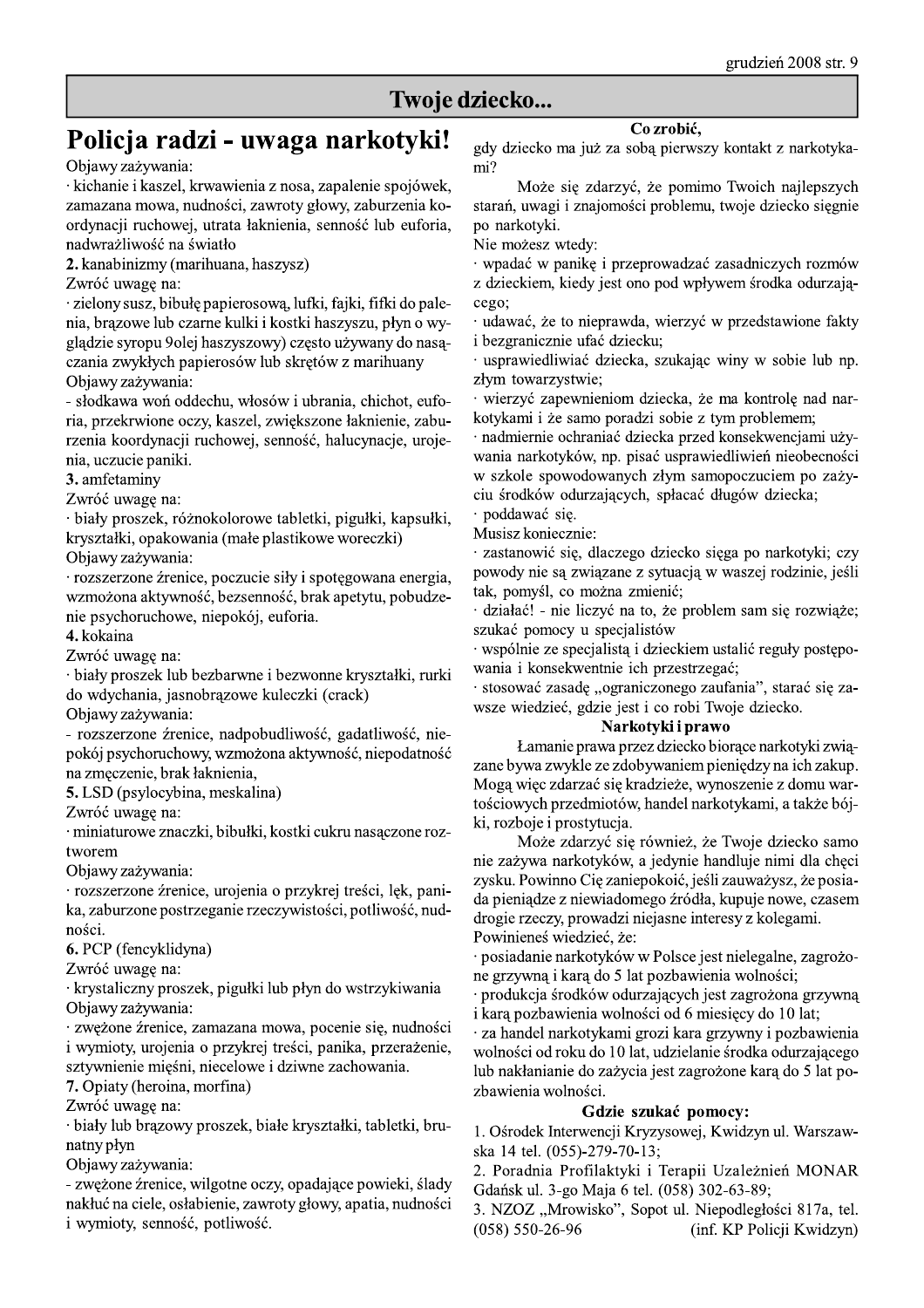## Twoje dziecko...

# Policja radzi - uwaga narkotyki!

Objawy zażywania:

· kichanie i kaszel, krwawienia z nosa, zapalenie spojówek, zamazana mowa, nudności, zawroty głowy, zaburzenia koordynacji ruchowej, utrata łaknienia, senność lub euforia, nadwrażliwość na światło

**2.** kanabinizmy (marihuana, haszysz)

Zwróć uwagę na:

· zielony susz, bibułę papierosową, lufki, fajki, fifki do palenia, brązowe lub czarne kulki i kostki haszyszu, płyn o wyglądzie syropu 9olej haszyszowy) często używany do nasączania zwykłych papierosów lub skrętów z marihuany

Objawy zażywania:

- słodkawa woń oddechu, włosów i ubrania, chichot, euforia, przekrwione oczy, kaszel, zwiększone łaknienie, zaburzenia koordynacji ruchowej, senność, halucynacje, urojenia, uczucie paniki.

**3.** amfetaminy

Zwróć uwagę na:

· biały proszek, różnokolorowe tabletki, pigułki, kapsułki, kryształki, opakowania (małe plastikowe woreczki)

Objawy zażywania:

· rozszerzone źrenice, poczucie siły i spotęgowana energia, wzmożona aktywność, bezsenność, brak apetytu, pobudzenie psychoruchowe, niepokój, euforia.

**4.** kokaina

Zwróć uwagę na:

· biały proszek lub bezbarwne i bezwonne kryształki, rurki do wdychania, jasnobrązowe kuleczki (crack)

Objawy zażywania:

- rozszerzone źrenice, nadpobudliwość, gadatliwość, niepokój psychoruchowy, wzmożona aktywność, niepodatność na zmęczenie, brak łaknienia,

**5.** LSD (psylocybina, meskalina)

Zwróć uwagę na:

· miniaturowe znaczki, bibułki, kostki cukru nasączone roztworem

Objawy zażywania:

· rozszerzone źrenice, urojenia o przykrej treści, lęk, panika, zaburzone postrzeganie rzeczywistości, potliwość, nudności.

**6.** PCP (fencyklidyna)

Zwróć uwagę na:

· krystaliczny proszek, pigułki lub płyn do wstrzykiwania

Objawy zażywania:

· zwężone źrenice, zamazana mowa, pocenie się, nudności i wymioty, urojenia o przykrej treści, panika, przerażenie, sztywnienie mięśni, niecelowe i dziwne zachowania.

**7.** Opiaty (heroina, morfina)

Zwróć uwagę na:

· biały lub brązowy proszek, białe kryształki, tabletki, brunatny płyn

Objawy zażywania:

- zwężone źrenice, wilgotne oczy, opadające powieki, ślady nakłuć na ciele, osłabienie, zawroty głowy, apatia, nudności i wymioty, senność, potliwość.

### Co zrobić,

gdy dziecko ma już za sobą pierwszy kontakt z narkotykami?

Może się zdarzyć, że pomimo Twoich najlepszych starań, uwagi i znajomości problemu, twoje dziecko sięgnie po narkotyki.

Nie możesz wtedy:

· wpadać w panikę i przeprowadzać zasadniczych rozmów z dzieckiem, kiedy jest ono pod wpływem środka odurzającego;

· udawać, że to nieprawda, wierzyć w przedstawione fakty i bezgranicznie ufać dziecku;

· usprawiedliwiać dziecka, szukając winy w sobie lub np. złym towarzystwie;

· wierzyć zapewnieniom dziecka, że ma kontrolę nad narkotykami i że samo poradzi sobie z tym problemem;

· nadmiernie ochraniać dziecka przed konsekwencjami używania narkotyków, np. pisać usprawiedliwień nieobecności w szkole spowodowanych złym samopoczuciem po zażyciu środków odurzających, spłacać długów dziecka;

· poddawać się.

Musisz koniecznie:

· zastanowić się, dlaczego dziecko sięga po narkotyki; czy powody nie są związane z sytuacją w waszej rodzinie, jeśli tak, pomyśl, co można zmienić;

· działać! - nie liczyć na to, że problem sam się rozwiąże; szukać pomocy u specjalistów

· wspólnie ze specjalistą i dzieckiem ustalić reguły postępowania i konsekwentnie ich przestrzegać;

· stosować zasadę „ograniczonego zaufania", starać się zawsze wiedzieć, gdzie jest i co robi Twoje dziecko.

### Narkotyki i prawo

Łamanie prawa przez dziecko biorące narkotyki związane bywa zwykle ze zdobywaniem pieniędzy na ich zakup. Mogą więc zdarzać się kradzieże, wynoszenie z domu wartościowych przedmiotów, handel narkotykami, a także bójki, rozboje i prostytucja.

Może zdarzyć się również, że Twoje dziecko samo nie zażywa narkotyków, a jedynie handluje nimi dla chęci zysku. Powinno Cię zaniepokoić, jeśli zauważysz, że posiada pieniądze z niewiadomego źródła, kupuje nowe, czasem drogie rzeczy, prowadzi niejasne interesy z kolegami.

Powinieneś wiedzieć, że:

· posiadanie narkotyków w Polsce jest nielegalne, zagrożone grzywną i karą do 5 lat pozbawienia wolności;

· produkcja środków odurzających jest zagrożona grzywną i karą pozbawienia wolności od 6 miesięcy do 10 lat;

· za handel narkotykami grozi kara grzywny i pozbawienia wolności od roku do 10 lat, udzielanie środka odurzającego lub nakłanianie do zażycia jest zagrożone karą do 5 lat pozbawienia wolności.

### Gdzie szukać pomocy:

1. Ośrodek Interwencji Kryzysowej, Kwidzyn ul. Warszawska 14 tel. (055)-279-70-13;
2. Poradnia Profilaktyki i Terapii Uzależnień MONAR Gdańsk ul. 3-go Maja 6 tel. (058) 302-63-89;
3. NZOZ „Mrowisko", Sopot ul. Niepodległości 817a, tel. (058) 550-26-96

(inf. KP Policji Kwidzyn)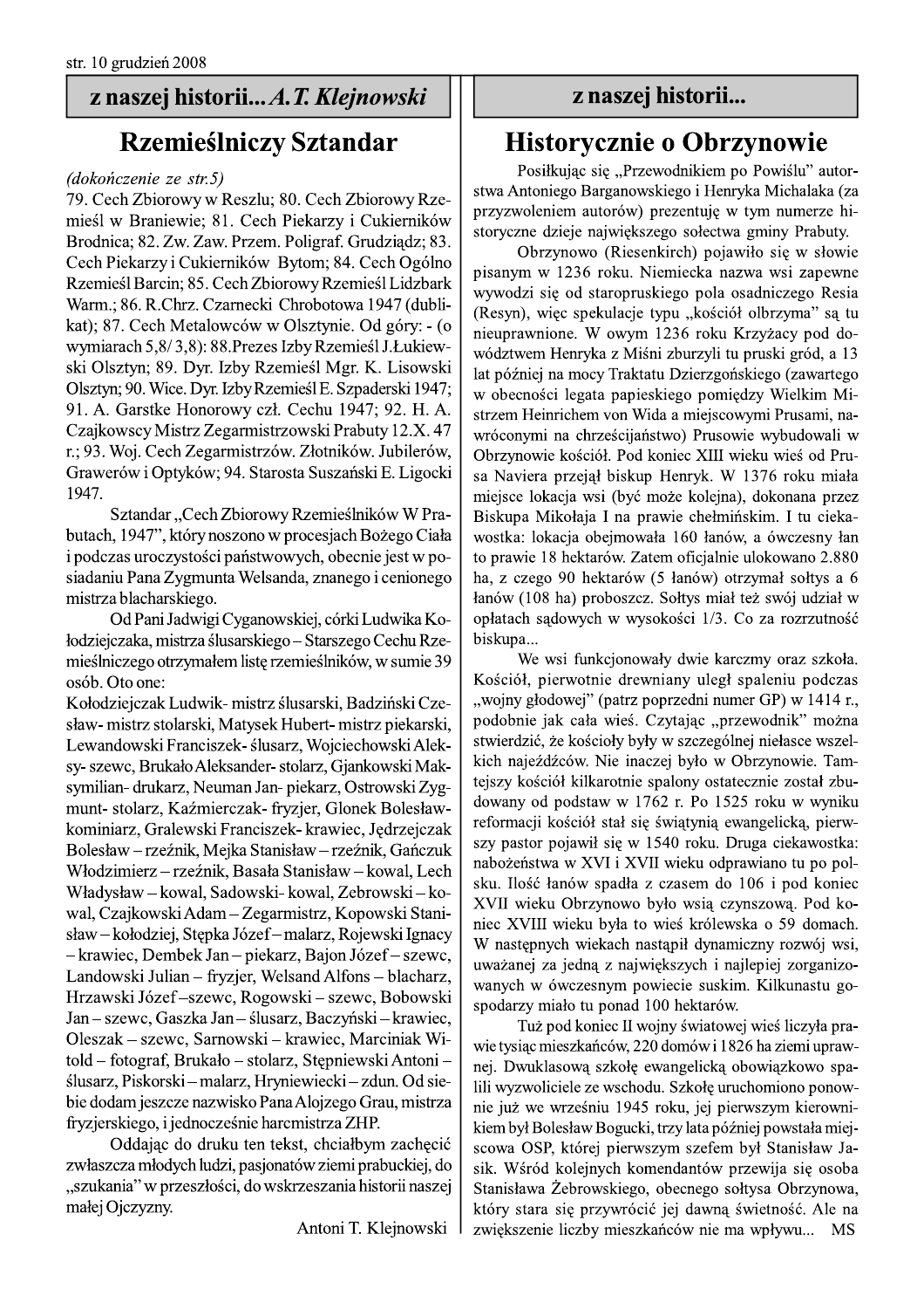## z naszej historii... *A. T. Klejnowski*

# Rzemieślniczy Sztandar

*(dokończenie ze str.5)*

79. Cech Zbiorowy w Reszlu; 80. Cech Zbiorowy Rzemieśl w Braniewie; 81. Cech Piekarzy i Cukierników Brodnica; 82. Zw. Zaw. Przem. Poligraf. Grudziądz; 83. Cech Piekarzy i Cukierników Bytom; 84. Cech Ogólno Rzemieśl Barcin; 85. Cech Zbiorowy Rzemieśl Lidzbark Warm.; 86. R.Chrz. Czarnecki Chrobotowa 1947 (dublikat); 87. Cech Metalowców w Olsztynie. Od góry: - (o wymiarach 5,8/ 3,8): 88. Prezes Izby Rzemieśl J. Łukiewski Olsztyn; 89. Dyr. Izby Rzemieśl Mgr. K. Lisowski Olsztyn; 90. Wice. Dyr. Izby Rzemieśl E. Szpaderski 1947; 91. A. Garstke Honorowy czł. Cechu 1947; 92. H. A. Czajkowscy Mistrz Zegarmistrzowski Prabuty 12.X. 47 r.; 93. Woj. Cech Zegarmistrzów. Złotników. Jubilerów, Grawerów i Optyków; 94. Starosta Suszański E. Ligocki 1947.

Sztandar „Cech Zbiorowy Rzemieślników W Prabutach, 1947", który noszono w procesjach Bożego Ciała i podczas uroczystości państwowych, obecnie jest w posiadaniu Pana Zygmunta Welsanda, znanego i cenionego mistrza blacharskiego.

Od Pani Jadwigi Cyganowskiej, córki Ludwika Kołodziejczaka, mistrza ślusarskiego – Starszego Cechu Rzemieślniczego otrzymałem listę rzemieślników, w sumie 39 osób. Oto one:

Kołodziejczak Ludwik- mistrz ślusarski, Badziński Czesław- mistrz stolarski, Matysek Hubert- mistrz piekarski, Lewandowski Franciszek- ślusarz, Wojciechowski Aleksy- szewc, Brukało Aleksander- stolarz, Gjankowski Maksymilian- drukarz, Neuman Jan- piekarz, Ostrowski Zygmunt- stolarz, Kaźmierczak- fryzjer, Glonek Bolesław- kominiarz, Gralewski Franciszek- krawiec, Jędrzejczak Bolesław – rzeźnik, Mejka Stanisław – rzeźnik, Gańczuk Włodzimierz – rzeźnik, Basała Stanisław – kowal, Lech Władysław – kowal, Sadowski- kowal, Zebrowski – kowal, Czajkowski Adam – Zegarmistrz, Kopowski Stanisław – kołodziej, Stępka Józef – malarz, Rojewski Ignacy – krawiec, Dembek Jan – piekarz, Bajon Józef – szewc, Landowski Julian – fryzjer, Welsand Alfons – blacharz, Hrzawski Józef –szewc, Rogowski – szewc, Bobowski Jan – szewc, Gaszka Jan – ślusarz, Baczyński – krawiec, Oleszak – szewc, Sarnowski – krawiec, Marciniak Witold – fotograf, Brukało – stolarz, Stępniewski Antoni – ślusarz, Piskorski – malarz, Hryniewiecki – zdun. Od siebie dodam jeszcze nazwisko Pana Alojzego Grau, mistrza fryzjerskiego, i jednocześnie harcmistrza ZHP.

Oddając do druku ten tekst, chciałbym zachęcić zwłaszcza młodych ludzi, pasjonatów ziemi prabuckiej, do „szukania" w przeszłości, do wskrzeszania historii naszej małej Ojczyzny.

Antoni T. Klejnowski

## z naszej historii...

# Historycznie o Obrzynowie

Posiłkując się „Przewodnikiem po Powiślu" autorstwa Antoniego Barganowskiego i Henryka Michalaka (za przyzwoleniem autorów) prezentuję w tym numerze historyczne dzieje największego sołectwa gminy Prabuty.

Obrzynowo (Riesenkirch) pojawiło się w słowie pisanym w 1236 roku. Niemiecka nazwa wsi zapewne wywodzi się od staropruskiego pola osadniczego Resia (Resyn), więc spekulacje typu „kościół olbrzyma" są tu nieuprawnione. W owym 1236 roku Krzyżacy pod dowództwem Henryka z Miśni zburzyli tu pruski gród, a 13 lat później na mocy Traktatu Dzierzgońskiego (zawartego w obecności legata papieskiego pomiędzy Wielkim Mistrzem Heinrichem von Wida a miejscowymi Prusami, nawróconymi na chrześcijaństwo) Prusowie wybudowali w Obrzynowie kościół. Pod koniec XIII wieku wieś od Prusa Naviera przejął biskup Henryk. W 1376 roku miała miejsce lokacja wsi (być może kolejna), dokonana przez Biskupa Mikołaja I na prawie chełmińskim. I tu ciekawostka: lokacja obejmowała 160 łanów, a ówczesny łan to prawie 18 hektarów. Zatem oficjalnie ulokowano 2.880 ha, z czego 90 hektarów (5 łanów) otrzymał sołtys a 6 łanów (108 ha) proboszcz. Sołtys miał też swój udział w opłatach sądowych w wysokości 1/3. Co za rozrzutność biskupa...

We wsi funkcjonowały dwie karczmy oraz szkoła. Kościół, pierwotnie drewniany uległ spaleniu podczas „wojny głodowej" (patrz poprzedni numer GP) w 1414 r., podobnie jak cała wieś. Czytając „przewodnik" można stwierdzić, że kościoły były w szczególnej niełasce wszelkich najeźdźców. Nie inaczej było w Obrzynowie. Tamtejszy kościół kilkarotnie spalony ostatecznie został zbudowany od podstaw w 1762 r. Po 1525 roku w wyniku reformacji kościół stał się świątynią ewangelicką, pierwszy pastor pojawił się w 1540 roku. Druga ciekawostka: nabożeństwa w XVI i XVII wieku odprawiano tu po polsku. Ilość łanów spadła z czasem do 106 i pod koniec XVII wieku Obrzynowo było wsią czynszową. Pod koniec XVIII wieku była to wieś królewska o 59 domach. W następnych wiekach nastąpił dynamiczny rozwój wsi, uważanej za jedną z największych i najlepiej zorganizowanych w ówczesnym powiecie suskim. Kilkunastu gospodarzy miało tu ponad 100 hektarów.

Tuż pod koniec II wojny światowej wieś liczyła prawie tysiąc mieszkańców, 220 domów i 1826 ha ziemi uprawnej. Dwuklasową szkołę ewangelicką obowiązkowo spalili wyzwoliciele ze wschodu. Szkołę uruchomiono ponownie już we wrześniu 1945 roku, jej pierwszym kierownikiem był Bolesław Bogucki, trzy lata później powstała miejscowa OSP, której pierwszym szefem był Stanisław Jasik. Wśród kolejnych komendantów przewija się osoba Stanisława Żebrowskiego, obecnego sołtysa Obrzynowa, który stara się przywrócić jej dawną świetność. Ale na zwiększenie liczby mieszkańców nie ma wpływu... MS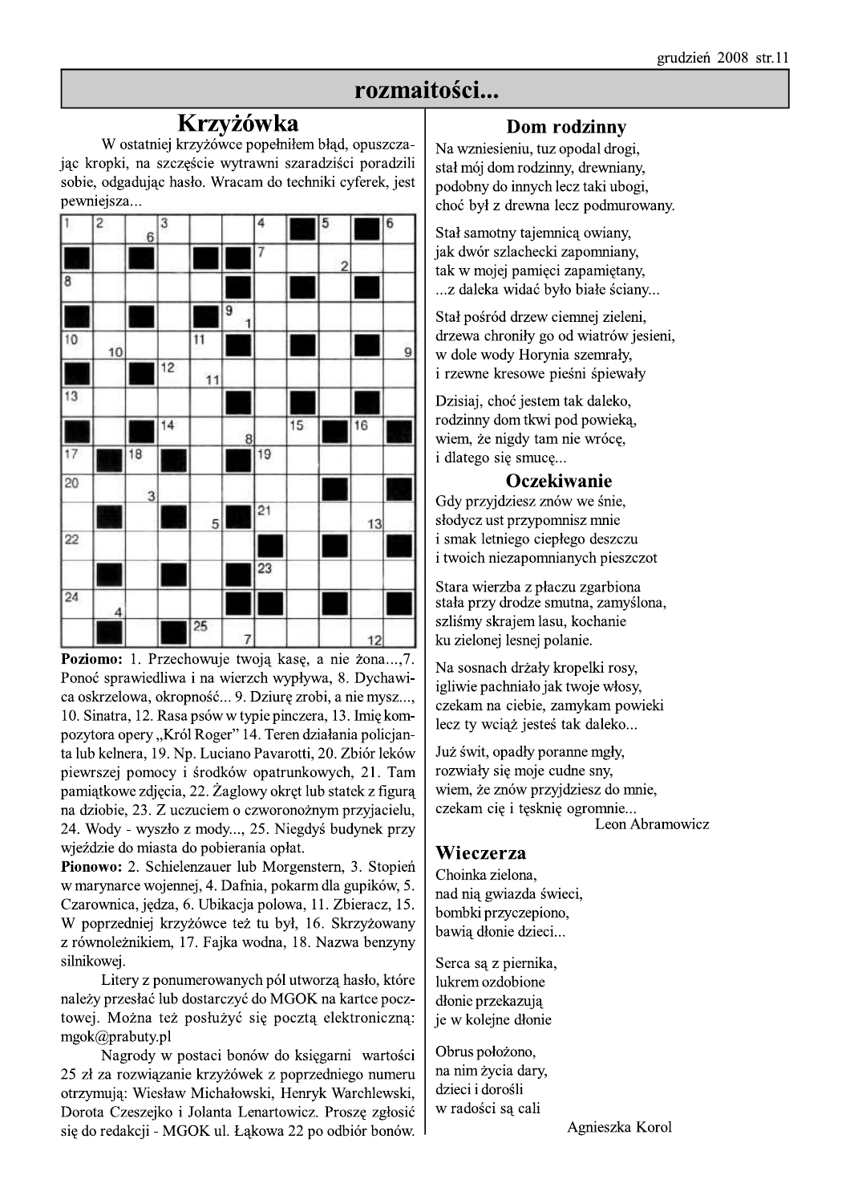## rozmaitości...

### Krzyżówka

W ostatniej krzyżówce popełniłem błąd, opuszczając kropki, na szczęście wytrawni szaradziści poradzili sobie, odgadując hasło. Wracam do techniki cyferek, jest pewniejsza...

**Poziomo:** 1. Przechowuje twoją kasę, a nie żona...,7. Ponoć sprawiedliwa i na wierzch wypływa, 8. Dychawica oskrzelowa, okropność... 9. Dziurę zrobi, a nie mysz..., 10. Sinatra, 12. Rasa psów w typie pinczera, 13. Imię kompozytora opery „Król Roger" 14. Teren działania policjanta lub kelnera, 19. Np. Luciano Pavarotti, 20. Zbiór leków pierwszej pomocy i środków opatrunkowych, 21. Tam pamiątkowe zdjęcia, 22. Żaglowy okręt lub statek z figurą na dziobie, 23. Z uczuciem o czworonożnym przyjacielu, 24. Wody - wyszło z mody..., 25. Niegdyś budynek przy wjeździe do miasta do pobierania opłat.

**Pionowo:** 2. Schielenzauer lub Morgenstern, 3. Stopień w marynarce wojennej, 4. Dafnia, pokarm dla gupików, 5. Czarownica, jędza, 6. Ubikacja polowa, 11. Zbieracz, 15. W poprzedniej krzyżówce też tu był, 16. Skrzyżowany z równoleżnikiem, 17. Fajka wodna, 18. Nazwa benzyny silnikowej.

Litery z ponumerowanych pól utworzą hasło, które należy przesłać lub dostarczyć do MGOK na kartce pocztowej. Można też posłużyć się pocztą elektroniczną: mgok@prabuty.pl

Nagrody w postaci bonów do księgarni wartości 25 zł za rozwiązanie krzyżówek z poprzedniego numeru otrzymują: Wiesław Michałowski, Henryk Warchlewski, Dorota Czeszejko i Jolanta Lenartowicz. Proszę zgłosić się do redakcji - MGOK ul. Łąkowa 22 po odbiór bonów.

### Dom rodzinny

Na wzniesieniu, tuz opodal drogi,
stał mój dom rodzinny, drewniany,
podobny do innych lecz taki ubogi,
choć był z drewna lecz podmurowany.

Stał samotny tajemnicą owiany,
jak dwór szlachecki zapomniany,
tak w mojej pamięci zapamiętany,
...z daleka widać było białe ściany...

Stał pośród drzew ciemnej zieleni,
drzewa chroniły go od wiatrów jesieni,
w dole wody Horynia szemrały,
i rzewne kresowe pieśni śpiewały

Dzisiaj, choć jestem tak daleko,
rodzinny dom tkwi pod powieką,
wiem, że nigdy tam nie wrócę,
i dlatego się smucę...

### Oczekiwanie

Gdy przyjdziesz znów we śnie,
słodycz ust przypomnisz mnie
i smak letniego ciepłego deszczu
i twoich niezapomnianych pieszczot

Stara wierzba z płaczu zgarbiona
stała przy drodze smutna, zamyślona,
szliśmy skrajem lasu, kochanie
ku zielonej lesnej polanie.

Na sosnach drżały kropelki rosy,
igliwie pachniało jak twoje włosy,
czekam na ciebie, zamykam powieki
lecz ty wciąż jesteś tak daleko...

Już świt, opadły poranne mgły,
rozwiały się moje cudne sny,
wiem, że znów przyjdziesz do mnie,
czekam cię i tęsknię ogromnie...

Leon Abramowicz

### Wieczerza

Choinka zielona,
nad nią gwiazda świeci,
bombki przyczepiono,
bawią dłonie dzieci...

Serca są z piernika,
lukrem ozdobione
dłonie przekazują
je w kolejne dłonie

Obrus położono,
na nim życia dary,
dzieci i dorośli
w radości są cali

Agnieszka Korol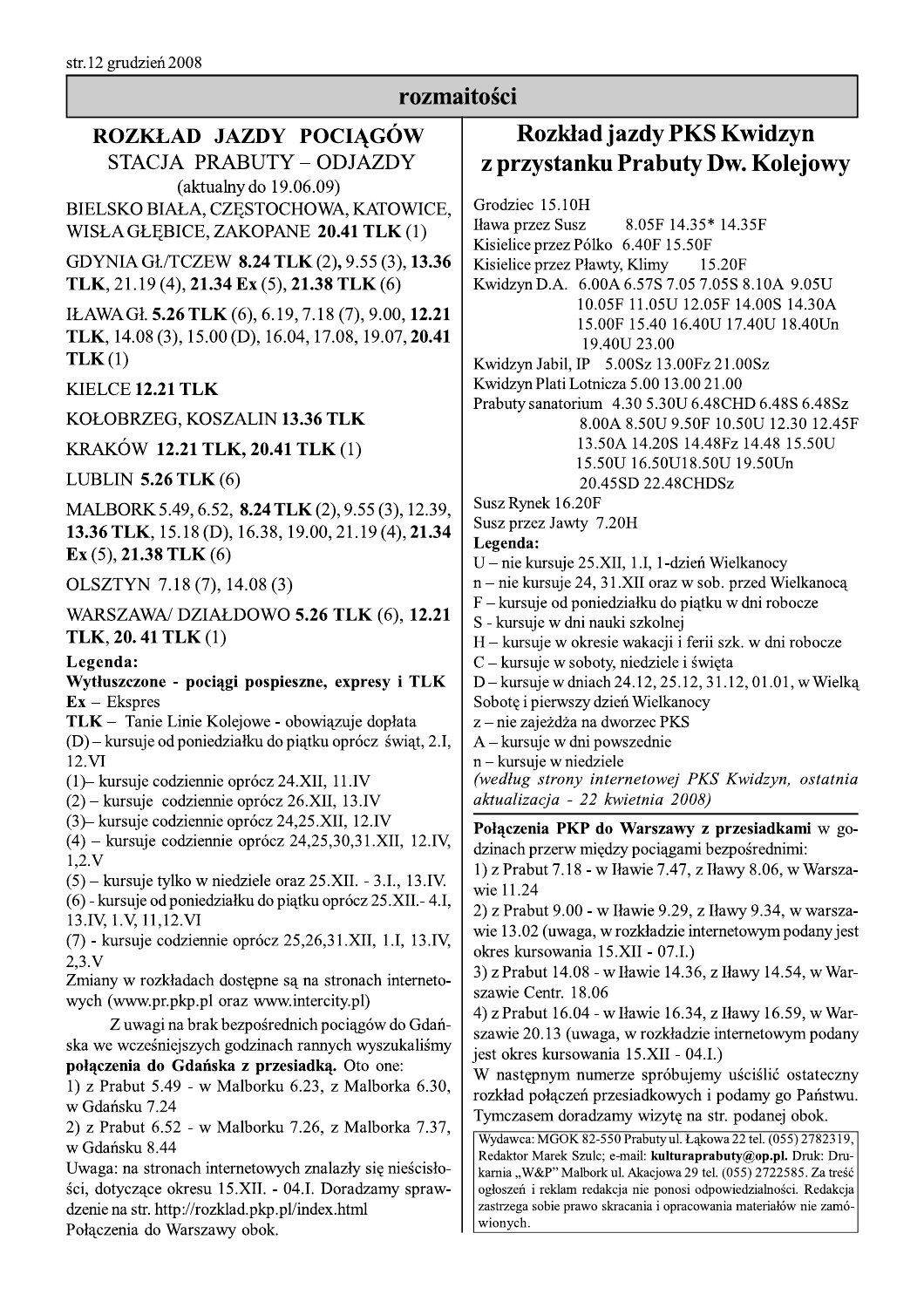## rozmaitości

### ROZKŁAD JAZDY POCIĄGÓW
### STACJA PRABUTY – ODJAZDY

(aktualny do 19.06.09)

BIELSKO BIAŁA, CZĘSTOCHOWA, KATOWICE, WISŁA GŁĘBICE, ZAKOPANE **20.41 TLK** (1)

GDYNIA GŁ./TCZEW **8.24 TLK** (2)**,** 9.55 (3), **13.36 TLK**, 21.19 (4), **21.34 Ex** (5), **21.38 TLK** (6)

IŁAWA GŁ. **5.26 TLK** (6), 6.19, 7.18 (7), 9.00, **12.21 TLK**, 14.08 (3), 15.00 (D), 16.04, 17.08, 19.07, **20.41 TLK** (1)

KIELCE **12.21 TLK**

KOŁOBRZEG, KOSZALIN **13.36 TLK**

KRAKÓW **12.21 TLK, 20.41 TLK** (1)

LUBLIN **5.26 TLK** (6)

MALBORK 5.49, 6.52, **8.24 TLK** (2), 9.55 (3), 12.39, **13.36 TLK**, 15.18 (D), 16.38, 19.00, 21.19 (4), **21.34 Ex** (5), **21.38 TLK** (6)

OLSZTYN 7.18 (7), 14.08 (3)

WARSZAWA/ DZIAŁDOWO **5.26 TLK** (6), **12.21 TLK, 20. 41 TLK** (1)

**Legenda:**

**Wytłuszczone - pociągi pospieszne, expresy i TLK**

**Ex** – Ekspres

**TLK** – Tanie Linie Kolejowe - obowiązuje dopłata

(D) – kursuje od poniedziałku do piątku oprócz świąt, 2.I, 12.VI

(1)– kursuje codziennie oprócz 24.XII, 11.IV

(2) – kursuje codziennie oprócz 26.XII, 13.IV

(3)– kursuje codziennie oprócz 24,25.XII, 12.IV

(4) – kursuje codziennie oprócz 24,25,30,31.XII, 12.IV, 1,2.V

(5) – kursuje tylko w niedziele oraz 25.XII. - 3.I., 13.IV.

(6) - kursuje od poniedziałku do piątku oprócz 25.XII.- 4.I, 13.IV, 1.V, 11,12.VI

(7) - kursuje codziennie oprócz 25,26,31.XII, 1.I, 13.IV, 2,3.V

Zmiany w rozkładach dostępne są na stronach internetowych (www.pr.pkp.pl oraz www.intercity.pl)

Z uwagi na brak bezpośrednich pociągów do Gdańska we wcześniejszych godzinach rannych wyszukaliśmy **połączenia do Gdańska z przesiadką.** Oto one:

1) z Prabut 5.49 - w Malborku 6.23, z Malborka 6.30, w Gdańsku 7.24

2) z Prabut 6.52 - w Malborku 7.26, z Malborka 7.37, w Gdańsku 8.44

Uwaga: na stronach internetowych znalazły się nieścisłości, dotyczące okresu 15.XII. - 04.I. Doradzamy sprawdzenie na str. http://rozklad.pkp.pl/index.html

Połączenia do Warszawy obok.

### Rozkład jazdy PKS Kwidzyn z przystanku Prabuty Dw. Kolejowy

Grodziec 15.10H

Iława przez Susz 8.05F 14.35* 14.35F

Kisielice przez Pólko 6.40F 15.50F

Kisielice przez Pławty, Klimy 15.20F

Kwidzyn D.A. 6.00A 6.57S 7.05 7.05S 8.10A 9.05U 10.05F 11.05U 12.05F 14.00S 14.30A 15.00F 15.40 16.40U 17.40U 18.40Un 19.40U 23.00

Kwidzyn Jabil, IP 5.00Sz 13.00Fz 21.00Sz

Kwidzyn Plati Lotnicza 5.00 13.00 21.00

Prabuty sanatorium 4.30 5.30U 6.48CHD 6.48S 6.48Sz 8.00A 8.50U 9.50F 10.50U 12.30 12.45F 13.50A 14.20S 14.48Fz 14.48 15.50U 15.50U 16.50U18.50U 19.50Un 20.45SD 22.48CHDSz

Susz Rynek 16.20F

Susz przez Jawty 7.20H

**Legenda:**

U – nie kursuje 25.XII, 1.I, 1-dzień Wielkanocy

n – nie kursuje 24, 31.XII oraz w sob. przed Wielkanocą

F – kursuje od poniedziałku do piątku w dni robocze

S - kursuje w dni nauki szkolnej

H – kursuje w okresie wakacji i ferii szk. w dni robocze

C – kursuje w soboty, niedziele i święta

D – kursuje w dniach 24.12, 25.12, 31.12, 01.01, w Wielką Sobotę i pierwszy dzień Wielkanocy

z – nie zajeżdża na dworzec PKS

A – kursuje w dni powszednie

n – kursuje w niedziele

*(według strony internetowej PKS Kwidzyn, ostatnia aktualizacja - 22 kwietnia 2008)*

**Połączenia PKP do Warszawy z przesiadkami** w godzinach przerw między pociągami bezpośrednimi:

1) z Prabut 7.18 - w Iławie 7.47, z Iławy 8.06, w Warszawie 11.24

2) z Prabut 9.00 - w Iławie 9.29, z Iławy 9.34, w warszawie 13.02 (uwaga, w rozkładzie internetowym podany jest okres kursowania 15.XII - 07.I.)

3) z Prabut 14.08 - w Iławie 14.36, z Iławy 14.54, w Warszawie Centr. 18.06

4) z Prabut 16.04 - w Iławie 16.34, z Iławy 16.59, w Warszawie 20.13 (uwaga, w rozkładzie internetowym podany jest okres kursowania 15.XII - 04.I.)

W następnym numerze spróbujemy uściślić ostateczny rozkład połączeń przesiadkowych i podamy go Państwu. Tymczasem doradzamy wizytę na str. podanej obok.

Wydawca: MGOK 82-550 Prabuty ul. Łąkowa 22 tel. (055) 2782319, Redaktor Marek Szulc; e-mail: **kulturaprabuty@op.pl.** Druk: Drukarnia „W&P" Malbork ul. Akacjowa 29 tel. (055) 2722585. Za treść ogłoszeń i reklam redakcja nie ponosi odpowiedzialności. Redakcja zastrzega sobie prawo skracania i opracowania materiałów nie zamówionych.